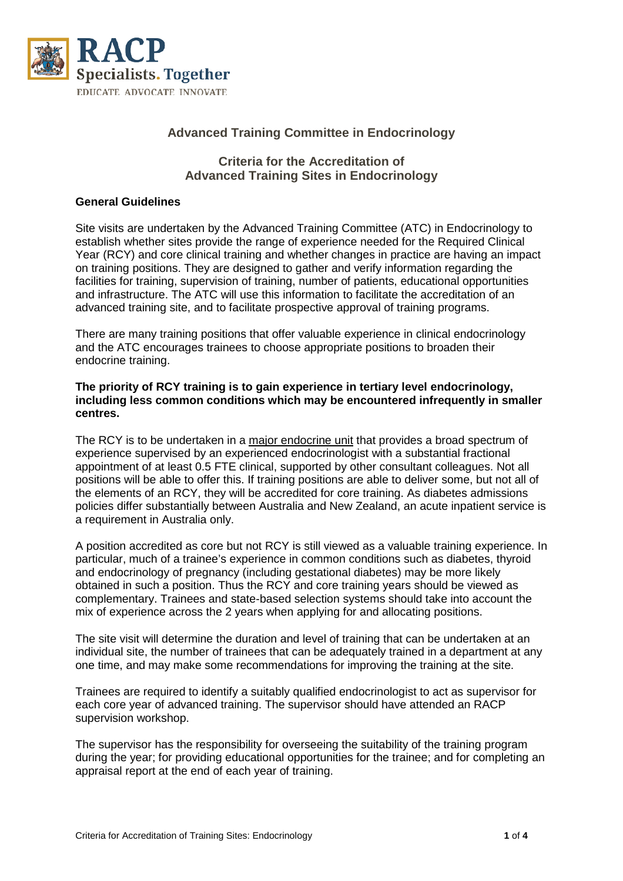RACP
Specialists. Together
EDUCATE ADVOCATE INNOVATE

## Advanced Training Committee in Endocrinology

## Criteria for the Accreditation of Advanced Training Sites in Endocrinology

**General Guidelines**

Site visits are undertaken by the Advanced Training Committee (ATC) in Endocrinology to establish whether sites provide the range of experience needed for the Required Clinical Year (RCY) and core clinical training and whether changes in practice are having an impact on training positions. They are designed to gather and verify information regarding the facilities for training, supervision of training, number of patients, educational opportunities and infrastructure. The ATC will use this information to facilitate the accreditation of an advanced training site, and to facilitate prospective approval of training programs.

There are many training positions that offer valuable experience in clinical endocrinology and the ATC encourages trainees to choose appropriate positions to broaden their endocrine training.

**The priority of RCY training is to gain experience in tertiary level endocrinology, including less common conditions which may be encountered infrequently in smaller centres.**

The RCY is to be undertaken in a major endocrine unit that provides a broad spectrum of experience supervised by an experienced endocrinologist with a substantial fractional appointment of at least 0.5 FTE clinical, supported by other consultant colleagues. Not all positions will be able to offer this. If training positions are able to deliver some, but not all of the elements of an RCY, they will be accredited for core training. As diabetes admissions policies differ substantially between Australia and New Zealand, an acute inpatient service is a requirement in Australia only.

A position accredited as core but not RCY is still viewed as a valuable training experience. In particular, much of a trainee's experience in common conditions such as diabetes, thyroid and endocrinology of pregnancy (including gestational diabetes) may be more likely obtained in such a position. Thus the RCY and core training years should be viewed as complementary. Trainees and state-based selection systems should take into account the mix of experience across the 2 years when applying for and allocating positions.

The site visit will determine the duration and level of training that can be undertaken at an individual site, the number of trainees that can be adequately trained in a department at any one time, and may make some recommendations for improving the training at the site.

Trainees are required to identify a suitably qualified endocrinologist to act as supervisor for each core year of advanced training. The supervisor should have attended an RACP supervision workshop.

The supervisor has the responsibility for overseeing the suitability of the training program during the year; for providing educational opportunities for the trainee; and for completing an appraisal report at the end of each year of training.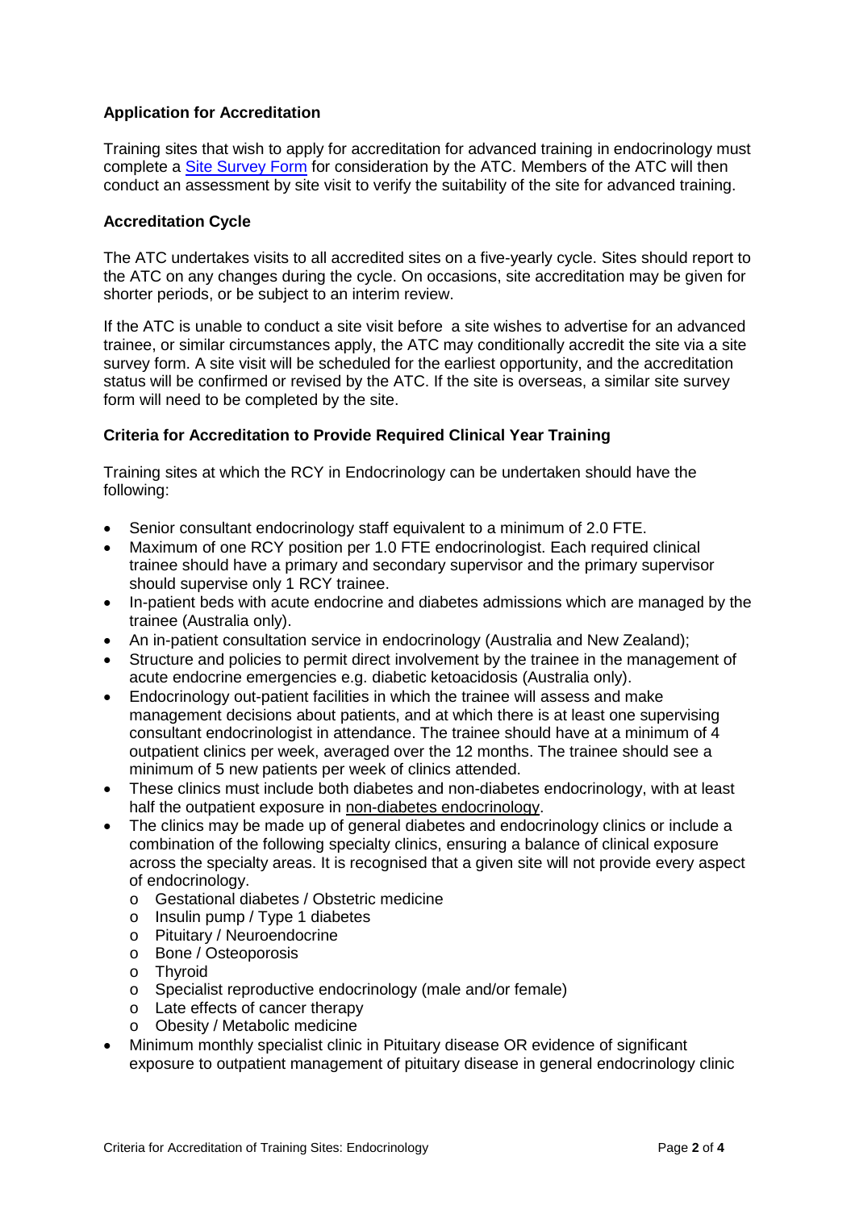**Application for Accreditation**

Training sites that wish to apply for accreditation for advanced training in endocrinology must complete a [Site Survey Form]() for consideration by the ATC. Members of the ATC will then conduct an assessment by site visit to verify the suitability of the site for advanced training.

**Accreditation Cycle**

The ATC undertakes visits to all accredited sites on a five-yearly cycle. Sites should report to the ATC on any changes during the cycle. On occasions, site accreditation may be given for shorter periods, or be subject to an interim review.

If the ATC is unable to conduct a site visit before a site wishes to advertise for an advanced trainee, or similar circumstances apply, the ATC may conditionally accredit the site via a site survey form. A site visit will be scheduled for the earliest opportunity, and the accreditation status will be confirmed or revised by the ATC. If the site is overseas, a similar site survey form will need to be completed by the site.

**Criteria for Accreditation to Provide Required Clinical Year Training**

Training sites at which the RCY in Endocrinology can be undertaken should have the following:

- Senior consultant endocrinology staff equivalent to a minimum of 2.0 FTE.
- Maximum of one RCY position per 1.0 FTE endocrinologist. Each required clinical trainee should have a primary and secondary supervisor and the primary supervisor should supervise only 1 RCY trainee.
- In-patient beds with acute endocrine and diabetes admissions which are managed by the trainee (Australia only).
- An in-patient consultation service in endocrinology (Australia and New Zealand);
- Structure and policies to permit direct involvement by the trainee in the management of acute endocrine emergencies e.g. diabetic ketoacidosis (Australia only).
- Endocrinology out-patient facilities in which the trainee will assess and make management decisions about patients, and at which there is at least one supervising consultant endocrinologist in attendance. The trainee should have at a minimum of 4 outpatient clinics per week, averaged over the 12 months. The trainee should see a minimum of 5 new patients per week of clinics attended.
- These clinics must include both diabetes and non-diabetes endocrinology, with at least half the outpatient exposure in non-diabetes endocrinology.
- The clinics may be made up of general diabetes and endocrinology clinics or include a combination of the following specialty clinics, ensuring a balance of clinical exposure across the specialty areas. It is recognised that a given site will not provide every aspect of endocrinology.
  - Gestational diabetes / Obstetric medicine
  - Insulin pump / Type 1 diabetes
  - Pituitary / Neuroendocrine
  - Bone / Osteoporosis
  - Thyroid
  - Specialist reproductive endocrinology (male and/or female)
  - Late effects of cancer therapy
  - Obesity / Metabolic medicine
- Minimum monthly specialist clinic in Pituitary disease OR evidence of significant exposure to outpatient management of pituitary disease in general endocrinology clinic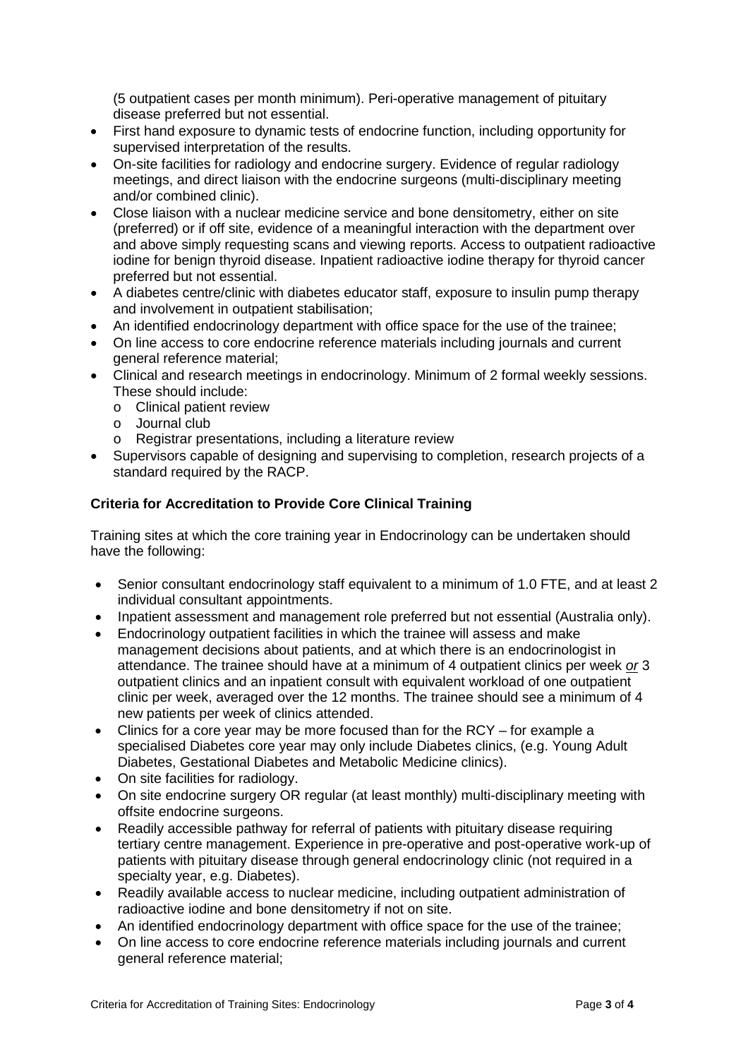(5 outpatient cases per month minimum). Peri-operative management of pituitary disease preferred but not essential.

- First hand exposure to dynamic tests of endocrine function, including opportunity for supervised interpretation of the results.
- On-site facilities for radiology and endocrine surgery. Evidence of regular radiology meetings, and direct liaison with the endocrine surgeons (multi-disciplinary meeting and/or combined clinic).
- Close liaison with a nuclear medicine service and bone densitometry, either on site (preferred) or if off site, evidence of a meaningful interaction with the department over and above simply requesting scans and viewing reports. Access to outpatient radioactive iodine for benign thyroid disease. Inpatient radioactive iodine therapy for thyroid cancer preferred but not essential.
- A diabetes centre/clinic with diabetes educator staff, exposure to insulin pump therapy and involvement in outpatient stabilisation;
- An identified endocrinology department with office space for the use of the trainee;
- On line access to core endocrine reference materials including journals and current general reference material;
- Clinical and research meetings in endocrinology. Minimum of 2 formal weekly sessions. These should include:
  - Clinical patient review
  - Journal club
  - Registrar presentations, including a literature review
- Supervisors capable of designing and supervising to completion, research projects of a standard required by the RACP.

**Criteria for Accreditation to Provide Core Clinical Training**

Training sites at which the core training year in Endocrinology can be undertaken should have the following:

- Senior consultant endocrinology staff equivalent to a minimum of 1.0 FTE, and at least 2 individual consultant appointments.
- Inpatient assessment and management role preferred but not essential (Australia only).
- Endocrinology outpatient facilities in which the trainee will assess and make management decisions about patients, and at which there is an endocrinologist in attendance. The trainee should have at a minimum of 4 outpatient clinics per week *or* 3 outpatient clinics and an inpatient consult with equivalent workload of one outpatient clinic per week, averaged over the 12 months. The trainee should see a minimum of 4 new patients per week of clinics attended.
- Clinics for a core year may be more focused than for the RCY – for example a specialised Diabetes core year may only include Diabetes clinics, (e.g. Young Adult Diabetes, Gestational Diabetes and Metabolic Medicine clinics).
- On site facilities for radiology.
- On site endocrine surgery OR regular (at least monthly) multi-disciplinary meeting with offsite endocrine surgeons.
- Readily accessible pathway for referral of patients with pituitary disease requiring tertiary centre management. Experience in pre-operative and post-operative work-up of patients with pituitary disease through general endocrinology clinic (not required in a specialty year, e.g. Diabetes).
- Readily available access to nuclear medicine, including outpatient administration of radioactive iodine and bone densitometry if not on site.
- An identified endocrinology department with office space for the use of the trainee;
- On line access to core endocrine reference materials including journals and current general reference material;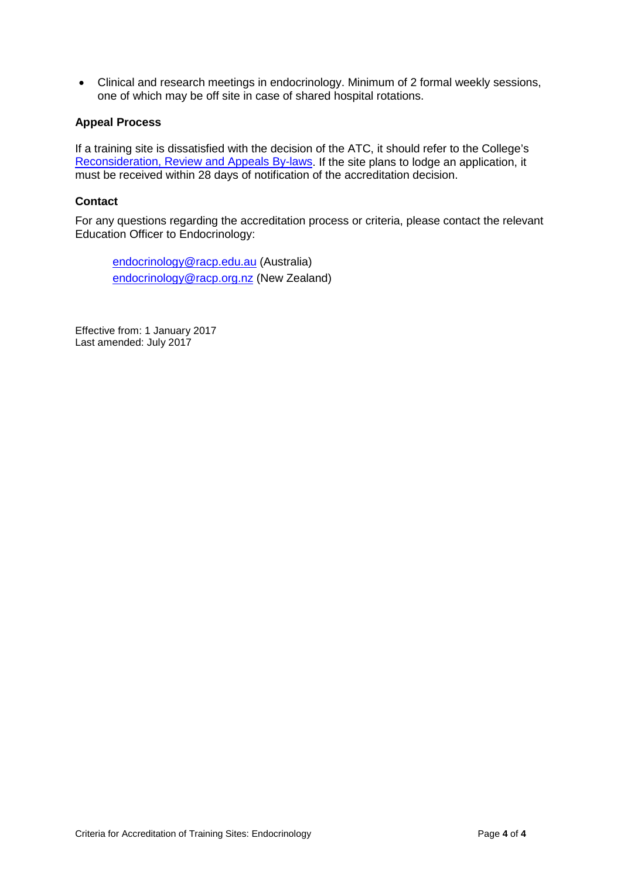- Clinical and research meetings in endocrinology. Minimum of 2 formal weekly sessions, one of which may be off site in case of shared hospital rotations.

### Appeal Process

If a training site is dissatisfied with the decision of the ATC, it should refer to the College's Reconsideration, Review and Appeals By-laws. If the site plans to lodge an application, it must be received within 28 days of notification of the accreditation decision.

### Contact

For any questions regarding the accreditation process or criteria, please contact the relevant Education Officer to Endocrinology:

endocrinology@racp.edu.au (Australia)
endocrinology@racp.org.nz (New Zealand)

Effective from: 1 January 2017
Last amended: July 2017